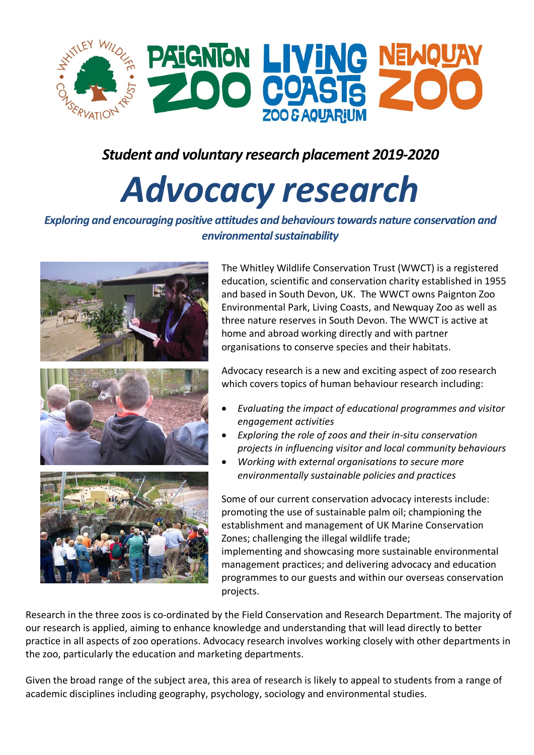*Student and voluntary research placement 2019-2020*

# *Advocacy research*

***Exploring and encouraging positive attitudes and behaviours towards nature conservation and environmental sustainability***

The Whitley Wildlife Conservation Trust (WWCT) is a registered education, scientific and conservation charity established in 1955 and based in South Devon, UK. The WWCT owns Paignton Zoo Environmental Park, Living Coasts, and Newquay Zoo as well as three nature reserves in South Devon. The WWCT is active at home and abroad working directly and with partner organisations to conserve species and their habitats.

Advocacy research is a new and exciting aspect of zoo research which covers topics of human behaviour research including:

- *Evaluating the impact of educational programmes and visitor engagement activities*
- *Exploring the role of zoos and their in-situ conservation projects in influencing visitor and local community behaviours*
- *Working with external organisations to secure more environmentally sustainable policies and practices*

Some of our current conservation advocacy interests include: promoting the use of sustainable palm oil; championing the establishment and management of UK Marine Conservation Zones; challenging the illegal wildlife trade; implementing and showcasing more sustainable environmental management practices; and delivering advocacy and education programmes to our guests and within our overseas conservation projects.

Research in the three zoos is co-ordinated by the Field Conservation and Research Department. The majority of our research is applied, aiming to enhance knowledge and understanding that will lead directly to better practice in all aspects of zoo operations. Advocacy research involves working closely with other departments in the zoo, particularly the education and marketing departments.

Given the broad range of the subject area, this area of research is likely to appeal to students from a range of academic disciplines including geography, psychology, sociology and environmental studies.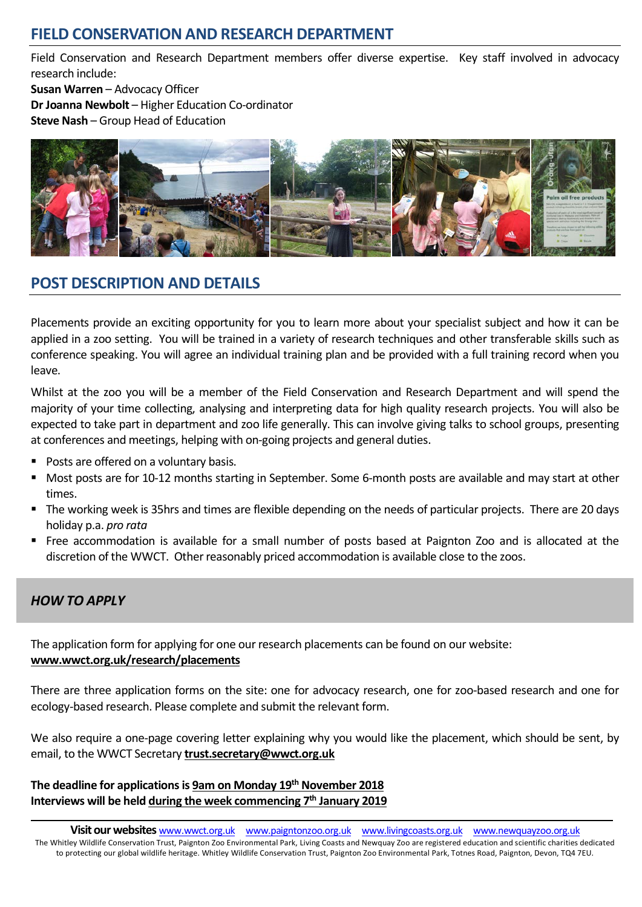## FIELD CONSERVATION AND RESEARCH DEPARTMENT

Field Conservation and Research Department members offer diverse expertise. Key staff involved in advocacy research include:

**Susan Warren** – Advocacy Officer
**Dr Joanna Newbolt** – Higher Education Co-ordinator
**Steve Nash** – Group Head of Education

## POST DESCRIPTION AND DETAILS

Placements provide an exciting opportunity for you to learn more about your specialist subject and how it can be applied in a zoo setting. You will be trained in a variety of research techniques and other transferable skills such as conference speaking. You will agree an individual training plan and be provided with a full training record when you leave.

Whilst at the zoo you will be a member of the Field Conservation and Research Department and will spend the majority of your time collecting, analysing and interpreting data for high quality research projects. You will also be expected to take part in department and zoo life generally. This can involve giving talks to school groups, presenting at conferences and meetings, helping with on-going projects and general duties.

- Posts are offered on a voluntary basis.
- Most posts are for 10-12 months starting in September. Some 6-month posts are available and may start at other times.
- The working week is 35hrs and times are flexible depending on the needs of particular projects. There are 20 days holiday p.a. *pro rata*
- Free accommodation is available for a small number of posts based at Paignton Zoo and is allocated at the discretion of the WWCT. Other reasonably priced accommodation is available close to the zoos.

### *HOW TO APPLY*

The application form for applying for one our research placements can be found on our website:
**www.wwct.org.uk/research/placements**

There are three application forms on the site: one for advocacy research, one for zoo-based research and one for ecology-based research. Please complete and submit the relevant form.

We also require a one-page covering letter explaining why you would like the placement, which should be sent, by email, to the WWCT Secretary **trust.secretary@wwct.org.uk**

**The deadline for applications is 9am on Monday 19th November 2018**
**Interviews will be held during the week commencing 7th January 2019**

**Visit our websites** www.wwct.org.uk www.paigntonzoo.org.uk www.livingcoasts.org.uk www.newquayzoo.org.uk

The Whitley Wildlife Conservation Trust, Paignton Zoo Environmental Park, Living Coasts and Newquay Zoo are registered education and scientific charities dedicated to protecting our global wildlife heritage. Whitley Wildlife Conservation Trust, Paignton Zoo Environmental Park, Totnes Road, Paignton, Devon, TQ4 7EU.